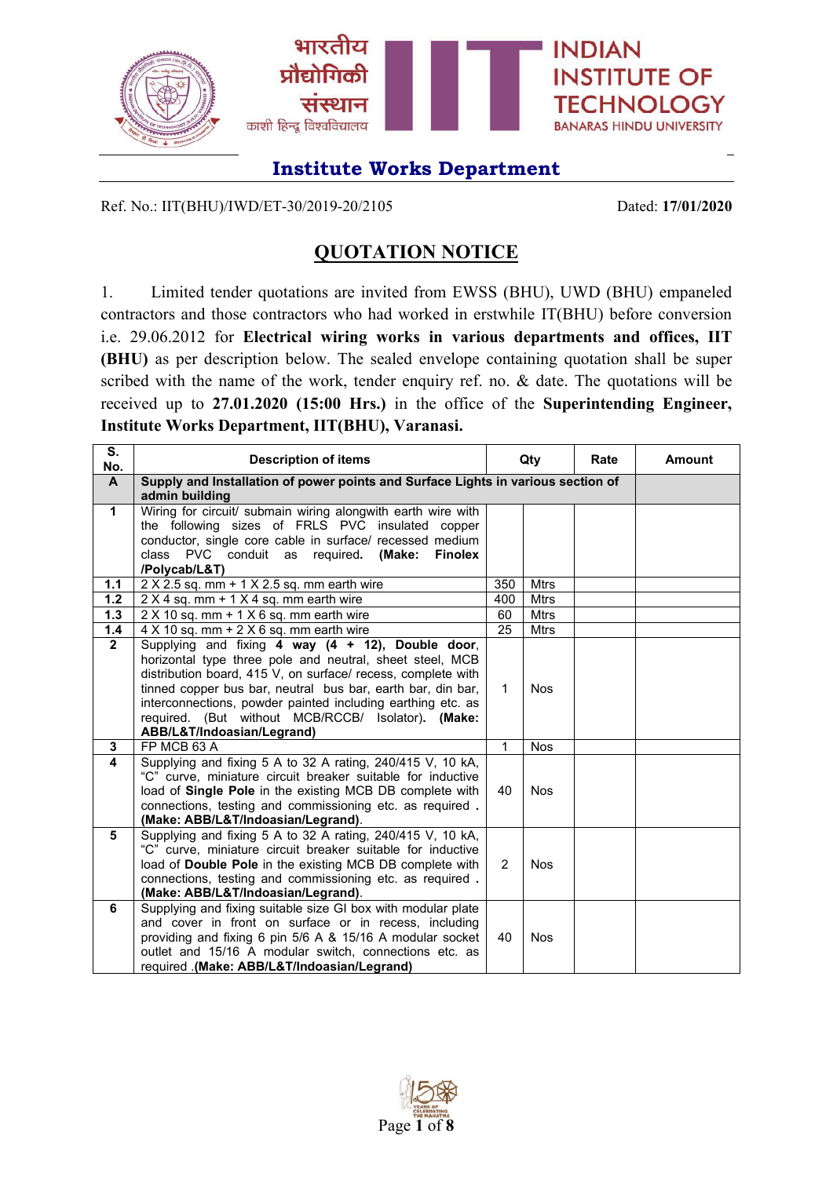भारतीय प्रौद्योगिकी संस्थान
काशी हिन्दू विश्वविद्यालय

INDIAN INSTITUTE OF TECHNOLOGY
BANARAS HINDU UNIVERSITY

## Institute Works Department

Ref. No.: IIT(BHU)/IWD/ET-30/2019-20/2105 Dated: **17/01/2020**

# QUOTATION NOTICE

1. Limited tender quotations are invited from EWSS (BHU), UWD (BHU) empaneled contractors and those contractors who had worked in erstwhile IT(BHU) before conversion i.e. 29.06.2012 for **Electrical wiring works in various departments and offices, IIT (BHU)** as per description below. The sealed envelope containing quotation shall be super scribed with the name of the work, tender enquiry ref. no. & date. The quotations will be received up to **27.01.2020 (15:00 Hrs.)** in the office of the **Superintending Engineer, Institute Works Department, IIT(BHU), Varanasi.**

| S. No. | Description of items | Qty | | Rate | Amount |
|---|---|---|---|---|---|
| **A** | **Supply and Installation of power points and Surface Lights in various section of admin building** | | | | |
| **1** | Wiring for circuit/ submain wiring alongwith earth wire with the following sizes of FRLS PVC insulated copper conductor, single core cable in surface/ recessed medium class PVC conduit as required. **(Make: Finolex /Polycab/L&T)** | | | | |
| **1.1** | 2 X 2.5 sq. mm + 1 X 2.5 sq. mm earth wire | 350 | Mtrs | | |
| **1.2** | 2 X 4 sq. mm + 1 X 4 sq. mm earth wire | 400 | Mtrs | | |
| **1.3** | 2 X 10 sq. mm + 1 X 6 sq. mm earth wire | 60 | Mtrs | | |
| **1.4** | 4 X 10 sq. mm + 2 X 6 sq. mm earth wire | 25 | Mtrs | | |
| **2** | Supplying and fixing **4 way (4 + 12), Double door**, horizontal type three pole and neutral, sheet steel, MCB distribution board, 415 V, on surface/ recess, complete with tinned copper bus bar, neutral bus bar, earth bar, din bar, interconnections, powder painted including earthing etc. as required. (But without MCB/RCCB/ Isolator). **(Make: ABB/L&T/Indoasian/Legrand)** | 1 | Nos | | |
| **3** | FP MCB 63 A | 1 | Nos | | |
| **4** | Supplying and fixing 5 A to 32 A rating, 240/415 V, 10 kA, "C" curve, miniature circuit breaker suitable for inductive load of **Single Pole** in the existing MCB DB complete with connections, testing and commissioning etc. as required **. (Make: ABB/L&T/Indoasian/Legrand)**. | 40 | Nos | | |
| **5** | Supplying and fixing 5 A to 32 A rating, 240/415 V, 10 kA, "C" curve, miniature circuit breaker suitable for inductive load of **Double Pole** in the existing MCB DB complete with connections, testing and commissioning etc. as required **. (Make: ABB/L&T/Indoasian/Legrand)**. | 2 | Nos | | |
| **6** | Supplying and fixing suitable size GI box with modular plate and cover in front on surface or in recess, including providing and fixing 6 pin 5/6 A & 15/16 A modular socket outlet and 15/16 A modular switch, connections etc. as required **.(Make: ABB/L&T/Indoasian/Legrand)** | 40 | Nos | | |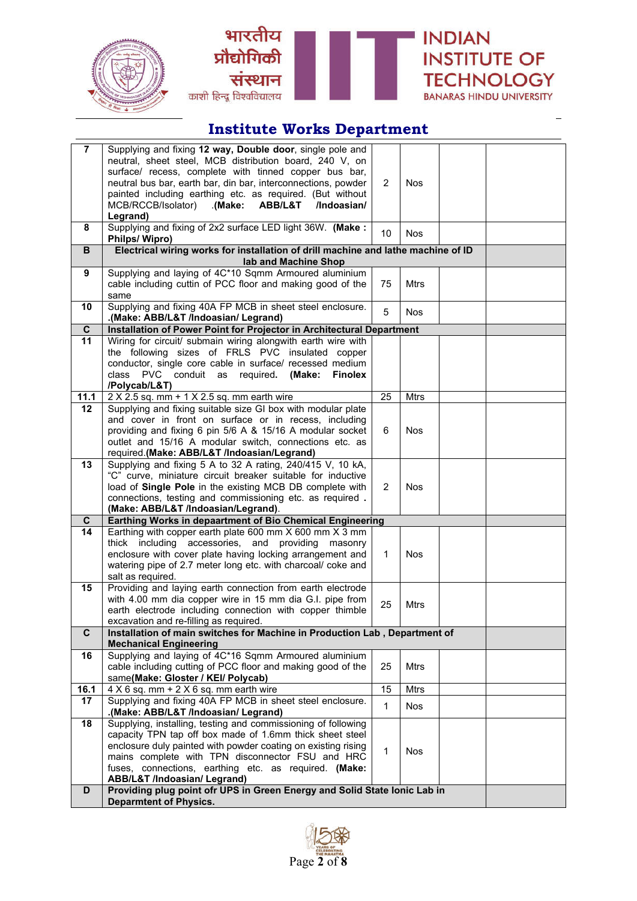## Institute Works Department

| | | | | | |
|---|---|---|---|---|---|
| 7 | Supplying and fixing **12 way, Double door**, single pole and neutral, sheet steel, MCB distribution board, 240 V, on surface/ recess, complete with tinned copper bus bar, neutral bus bar, earth bar, din bar, interconnections, powder painted including earthing etc. as required. (But without MCB/RCCB/Isolator) .**(Make: ABB/L&T /Indoasian/ Legrand)** | 2 | Nos | | |
| 8 | Supplying and fixing of 2x2 surface LED light 36W. **(Make : Philps/ Wipro)** | 10 | Nos | | |
| **B** | **Electrical wiring works for installation of drill machine and lathe machine of ID lab and Machine Shop** | | | | |
| 9 | Supplying and laying of 4C*10 Sqmm Armoured aluminium cable including cuttin of PCC floor and making good of the same | 75 | Mtrs | | |
| 10 | Supplying and fixing 40A FP MCB in sheet steel enclosure. **.(Make: ABB/L&T /Indoasian/ Legrand)** | 5 | Nos | | |
| **C** | **Installation of Power Point for Projector in Architectural Department** | | | | |
| 11 | Wiring for circuit/ submain wiring alongwith earth wire with the following sizes of FRLS PVC insulated copper conductor, single core cable in surface/ recessed medium class PVC conduit as required**. (Make: Finolex /Polycab/L&T)** | | | | |
| 11.1 | 2 X 2.5 sq. mm + 1 X 2.5 sq. mm earth wire | 25 | Mtrs | | |
| 12 | Supplying and fixing suitable size GI box with modular plate and cover in front on surface or in recess, including providing and fixing 6 pin 5/6 A & 15/16 A modular socket outlet and 15/16 A modular switch, connections etc. as required.**(Make: ABB/L&T /Indoasian/Legrand)** | 6 | Nos | | |
| 13 | Supplying and fixing 5 A to 32 A rating, 240/415 V, 10 kA, "C" curve, miniature circuit breaker suitable for inductive load of **Single Pole** in the existing MCB DB complete with connections, testing and commissioning etc. as required **. (Make: ABB/L&T /Indoasian/Legrand)**. | 2 | Nos | | |
| **C** | **Earthing Works in depaartment of Bio Chemical Engineering** | | | | |
| 14 | Earthing with copper earth plate 600 mm X 600 mm X 3 mm thick including accessories, and providing masonry enclosure with cover plate having locking arrangement and watering pipe of 2.7 meter long etc. with charcoal/ coke and salt as required. | 1 | Nos | | |
| 15 | Providing and laying earth connection from earth electrode with 4.00 mm dia copper wire in 15 mm dia G.I. pipe from earth electrode including connection with copper thimble excavation and re-filling as required. | 25 | Mtrs | | |
| **C** | **Installation of main switches for Machine in Production Lab , Department of Mechanical Engineering** | | | | |
| 16 | Supplying and laying of 4C*16 Sqmm Armoured aluminium cable including cutting of PCC floor and making good of the same**(Make: Gloster / KEI/ Polycab)** | 25 | Mtrs | | |
| 16.1 | 4 X 6 sq. mm + 2 X 6 sq. mm earth wire | 15 | Mtrs | | |
| 17 | Supplying and fixing 40A FP MCB in sheet steel enclosure. **.(Make: ABB/L&T /Indoasian/ Legrand)** | 1 | Nos | | |
| 18 | Supplying, installing, testing and commissioning of following capacity TPN tap off box made of 1.6mm thick sheet steel enclosure duly painted with powder coating on existing rising mains complete with TPN disconnector FSU and HRC fuses, connections, earthing etc. as required. **(Make: ABB/L&T /Indoasian/ Legrand)** | 1 | Nos | | |
| **D** | **Providing plug point ofr UPS in Green Energy and Solid State Ionic Lab in Deparmtent of Physics.** | | | | |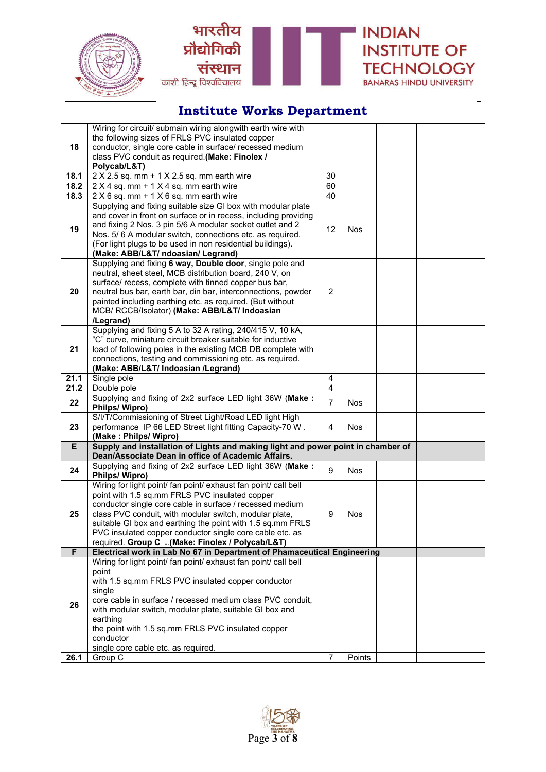## Institute Works Department

| | | | | | |
|---|---|---|---|---|---|
| 18 | Wiring for circuit/ submain wiring alongwith earth wire with the following sizes of FRLS PVC insulated copper conductor, single core cable in surface/ recessed medium class PVC conduit as required.**(Make: Finolex / Polycab/L&T)** | | | | |
| 18.1 | 2 X 2.5 sq. mm + 1 X 2.5 sq. mm earth wire | 30 | | | |
| 18.2 | 2 X 4 sq. mm + 1 X 4 sq. mm earth wire | 60 | | | |
| 18.3 | 2 X 6 sq. mm + 1 X 6 sq. mm earth wire | 40 | | | |
| 19 | Supplying and fixing suitable size GI box with modular plate and cover in front on surface or in recess, including providng and fixing 2 Nos. 3 pin 5/6 A modular socket outlet and 2 Nos. 5/ 6 A modular switch, connections etc. as required. (For light plugs to be used in non residential buildings). **(Make: ABB/L&T/ ndoasian/ Legrand)** | 12 | Nos | | |
| 20 | Supplying and fixing **6 way, Double door**, single pole and neutral, sheet steel, MCB distribution board, 240 V, on surface/ recess, complete with tinned copper bus bar, neutral bus bar, earth bar, din bar, interconnections, powder painted including earthing etc. as required. (But without MCB/ RCCB/Isolator) **(Make: ABB/L&T/ Indoasian /Legrand)** | 2 | | | |
| 21 | Supplying and fixing 5 A to 32 A rating, 240/415 V, 10 kA, "C" curve, miniature circuit breaker suitable for inductive load of following poles in the existing MCB DB complete with connections, testing and commissioning etc. as required. **(Make: ABB/L&T/ Indoasian /Legrand)** | | | | |
| 21.1 | Single pole | 4 | | | |
| 21.2 | Double pole | 4 | | | |
| 22 | Supplying and fixing of 2x2 surface LED light 36W (**Make : Philps/ Wipro)** | 7 | Nos | | |
| 23 | S/I/T/Commissioning of Street Light/Road LED light High performance IP 66 LED Street light fitting Capacity-70 W . **(Make : Philps/ Wipro)** | 4 | Nos | | |
| **E** | **Supply and installation of Lights and making light and power point in chamber of Dean/Associate Dean in office of Academic Affairs.** | | | | |
| 24 | Supplying and fixing of 2x2 surface LED light 36W (**Make : Philps/ Wipro)** | 9 | Nos | | |
| 25 | Wiring for light point/ fan point/ exhaust fan point/ call bell point with 1.5 sq.mm FRLS PVC insulated copper conductor single core cable in surface / recessed medium class PVC conduit, with modular switch, modular plate, suitable GI box and earthing the point with 1.5 sq.mm FRLS PVC insulated copper conductor single core cable etc. as required. **Group C ..(Make: Finolex / Polycab/L&T)** | 9 | Nos | | |
| **F** | **Electrical work in Lab No 67 in Department of Phamaceutical Engineering** | | | | |
| 26 | Wiring for light point/ fan point/ exhaust fan point/ call bell point with 1.5 sq.mm FRLS PVC insulated copper conductor single core cable in surface / recessed medium class PVC conduit, with modular switch, modular plate, suitable GI box and earthing the point with 1.5 sq.mm FRLS PVC insulated copper conductor single core cable etc. as required. | | | | |
| 26.1 | Group C | 7 | Points | | |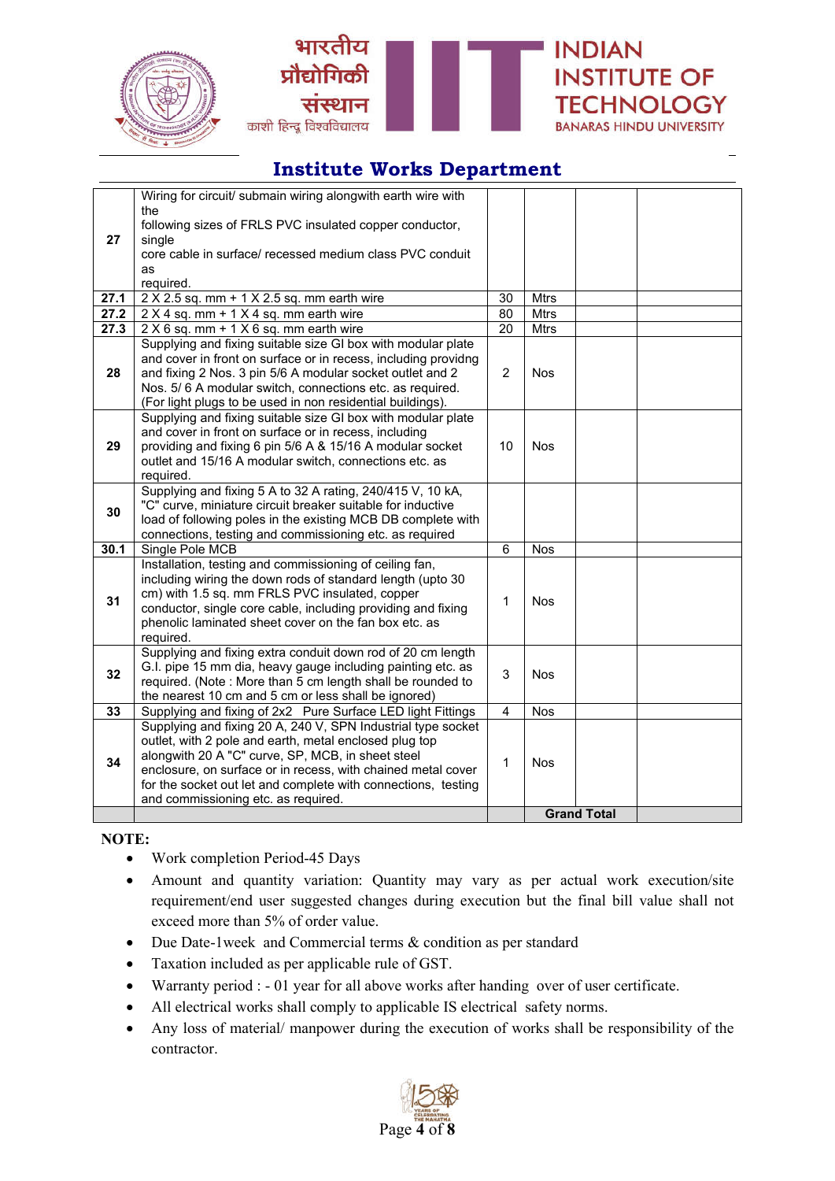## Institute Works Department

| | | | | | |
|---|---|---|---|---|---|
| 27 | Wiring for circuit/ submain wiring alongwith earth wire with the following sizes of FRLS PVC insulated copper conductor, single core cable in surface/ recessed medium class PVC conduit as required. | | | | |
| 27.1 | 2 X 2.5 sq. mm + 1 X 2.5 sq. mm earth wire | 30 | Mtrs | | |
| 27.2 | 2 X 4 sq. mm + 1 X 4 sq. mm earth wire | 80 | Mtrs | | |
| 27.3 | 2 X 6 sq. mm + 1 X 6 sq. mm earth wire | 20 | Mtrs | | |
| 28 | Supplying and fixing suitable size GI box with modular plate and cover in front on surface or in recess, including providng and fixing 2 Nos. 3 pin 5/6 A modular socket outlet and 2 Nos. 5/ 6 A modular switch, connections etc. as required. (For light plugs to be used in non residential buildings). | 2 | Nos | | |
| 29 | Supplying and fixing suitable size GI box with modular plate and cover in front on surface or in recess, including providing and fixing 6 pin 5/6 A & 15/16 A modular socket outlet and 15/16 A modular switch, connections etc. as required. | 10 | Nos | | |
| 30 | Supplying and fixing 5 A to 32 A rating, 240/415 V, 10 kA, "C" curve, miniature circuit breaker suitable for inductive load of following poles in the existing MCB DB complete with connections, testing and commissioning etc. as required | | | | |
| 30.1 | Single Pole MCB | 6 | Nos | | |
| 31 | Installation, testing and commissioning of ceiling fan, including wiring the down rods of standard length (upto 30 cm) with 1.5 sq. mm FRLS PVC insulated, copper conductor, single core cable, including providing and fixing phenolic laminated sheet cover on the fan box etc. as required. | 1 | Nos | | |
| 32 | Supplying and fixing extra conduit down rod of 20 cm length G.I. pipe 15 mm dia, heavy gauge including painting etc. as required. (Note : More than 5 cm length shall be rounded to the nearest 10 cm and 5 cm or less shall be ignored) | 3 | Nos | | |
| 33 | Supplying and fixing of 2x2 Pure Surface LED light Fittings | 4 | Nos | | |
| 34 | Supplying and fixing 20 A, 240 V, SPN Industrial type socket outlet, with 2 pole and earth, metal enclosed plug top alongwith 20 A "C" curve, SP, MCB, in sheet steel enclosure, on surface or in recess, with chained metal cover for the socket out let and complete with connections, testing and commissioning etc. as required. | 1 | Nos | | |
| | | | **Grand Total** | | |

**NOTE:**

- Work completion Period-45 Days
- Amount and quantity variation: Quantity may vary as per actual work execution/site requirement/end user suggested changes during execution but the final bill value shall not exceed more than 5% of order value.
- Due Date-1week and Commercial terms & condition as per standard
- Taxation included as per applicable rule of GST.
- Warranty period : - 01 year for all above works after handing over of user certificate.
- All electrical works shall comply to applicable IS electrical safety norms.
- Any loss of material/ manpower during the execution of works shall be responsibility of the contractor.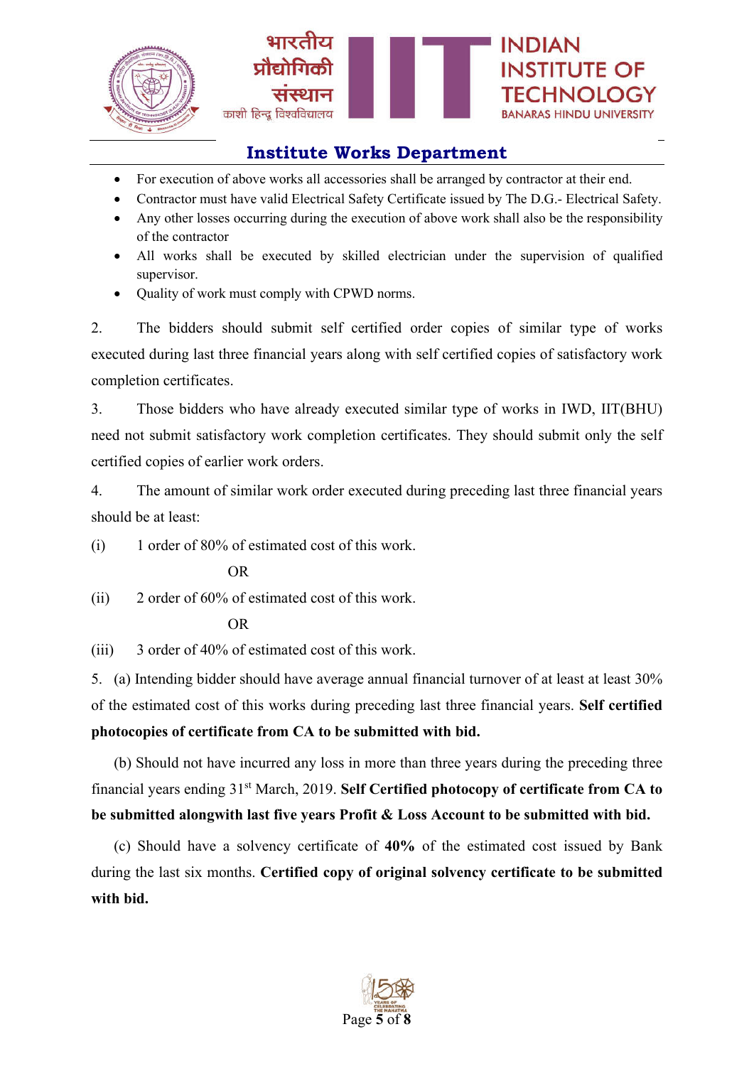- For execution of above works all accessories shall be arranged by contractor at their end.
- Contractor must have valid Electrical Safety Certificate issued by The D.G.- Electrical Safety.
- Any other losses occurring during the execution of above work shall also be the responsibility of the contractor
- All works shall be executed by skilled electrician under the supervision of qualified supervisor.
- Quality of work must comply with CPWD norms.

2. The bidders should submit self certified order copies of similar type of works executed during last three financial years along with self certified copies of satisfactory work completion certificates.

3. Those bidders who have already executed similar type of works in IWD, IIT(BHU) need not submit satisfactory work completion certificates. They should submit only the self certified copies of earlier work orders.

4. The amount of similar work order executed during preceding last three financial years should be at least:

(i) 1 order of 80% of estimated cost of this work.

OR

(ii) 2 order of 60% of estimated cost of this work.

OR

(iii) 3 order of 40% of estimated cost of this work.

5. (a) Intending bidder should have average annual financial turnover of at least at least 30% of the estimated cost of this works during preceding last three financial years. **Self certified photocopies of certificate from CA to be submitted with bid.**

(b) Should not have incurred any loss in more than three years during the preceding three financial years ending 31st March, 2019. **Self Certified photocopy of certificate from CA to be submitted alongwith last five years Profit & Loss Account to be submitted with bid.**

(c) Should have a solvency certificate of **40%** of the estimated cost issued by Bank during the last six months. **Certified copy of original solvency certificate to be submitted with bid.**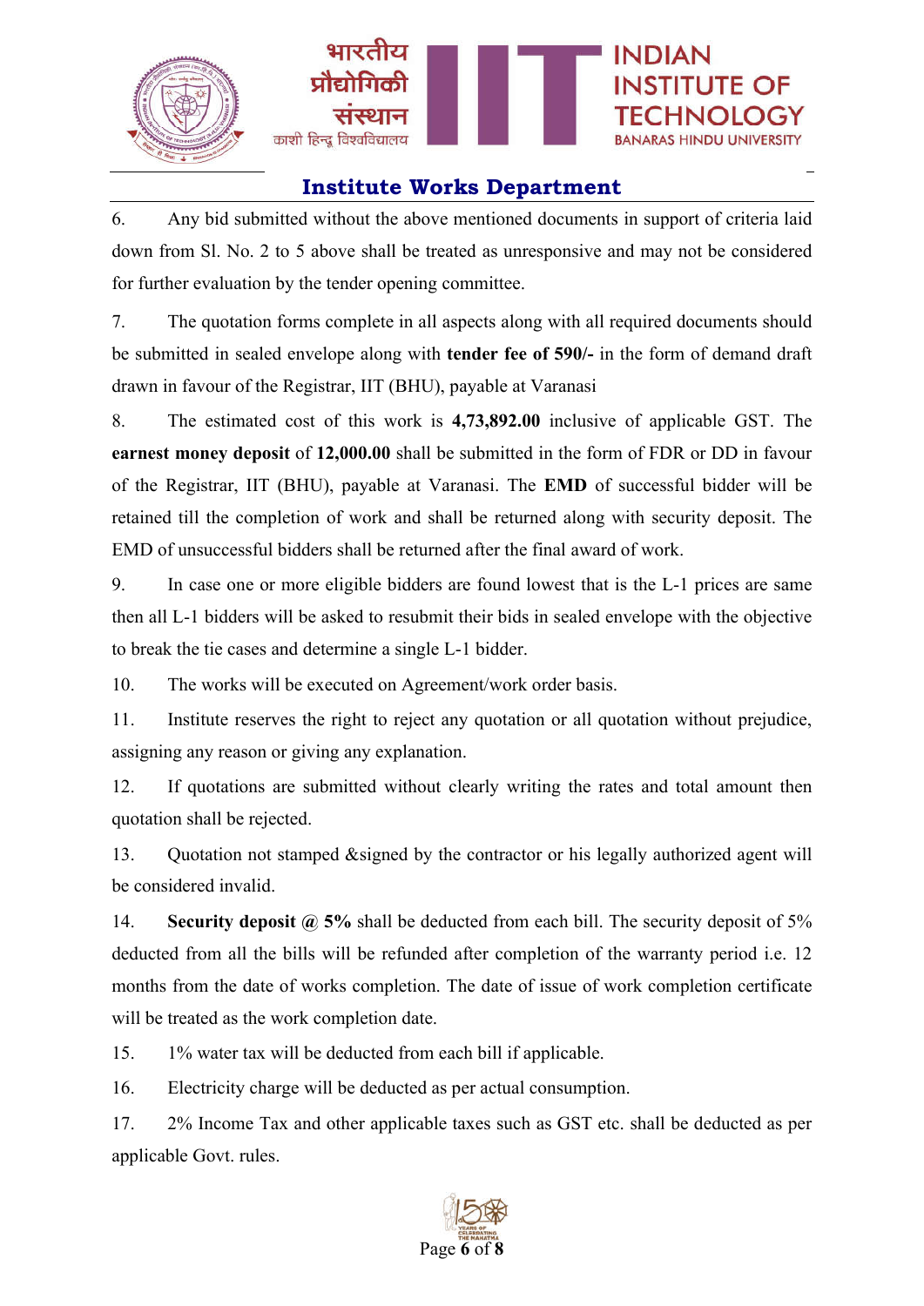6. Any bid submitted without the above mentioned documents in support of criteria laid down from Sl. No. 2 to 5 above shall be treated as unresponsive and may not be considered for further evaluation by the tender opening committee.

7. The quotation forms complete in all aspects along with all required documents should be submitted in sealed envelope along with **tender fee of 590/-** in the form of demand draft drawn in favour of the Registrar, IIT (BHU), payable at Varanasi

8. The estimated cost of this work is **4,73,892.00** inclusive of applicable GST. The **earnest money deposit** of **12,000.00** shall be submitted in the form of FDR or DD in favour of the Registrar, IIT (BHU), payable at Varanasi. The **EMD** of successful bidder will be retained till the completion of work and shall be returned along with security deposit. The EMD of unsuccessful bidders shall be returned after the final award of work.

9. In case one or more eligible bidders are found lowest that is the L-1 prices are same then all L-1 bidders will be asked to resubmit their bids in sealed envelope with the objective to break the tie cases and determine a single L-1 bidder.

10. The works will be executed on Agreement/work order basis.

11. Institute reserves the right to reject any quotation or all quotation without prejudice, assigning any reason or giving any explanation.

12. If quotations are submitted without clearly writing the rates and total amount then quotation shall be rejected.

13. Quotation not stamped &signed by the contractor or his legally authorized agent will be considered invalid.

14. **Security deposit @ 5%** shall be deducted from each bill. The security deposit of 5% deducted from all the bills will be refunded after completion of the warranty period i.e. 12 months from the date of works completion. The date of issue of work completion certificate will be treated as the work completion date.

15. 1% water tax will be deducted from each bill if applicable.

16. Electricity charge will be deducted as per actual consumption.

17. 2% Income Tax and other applicable taxes such as GST etc. shall be deducted as per applicable Govt. rules.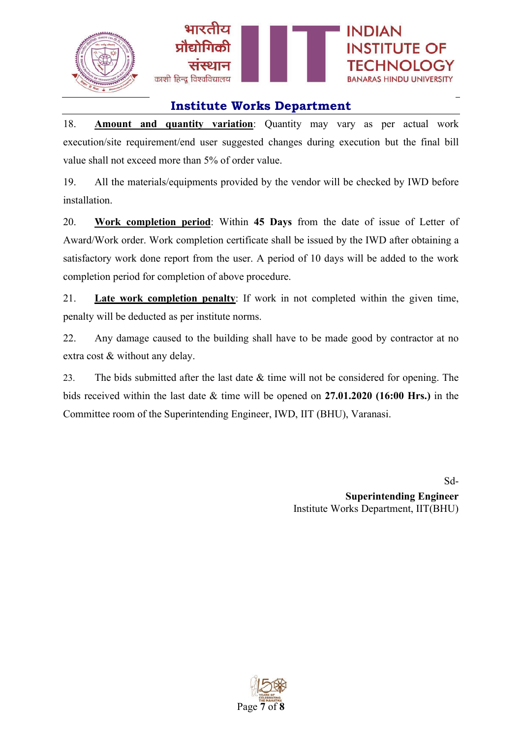## Institute Works Department

18. **Amount and quantity variation**: Quantity may vary as per actual work execution/site requirement/end user suggested changes during execution but the final bill value shall not exceed more than 5% of order value.

19. All the materials/equipments provided by the vendor will be checked by IWD before installation.

20. **Work completion period**: Within **45 Days** from the date of issue of Letter of Award/Work order. Work completion certificate shall be issued by the IWD after obtaining a satisfactory work done report from the user. A period of 10 days will be added to the work completion period for completion of above procedure.

21. **Late work completion penalty**: If work in not completed within the given time, penalty will be deducted as per institute norms.

22. Any damage caused to the building shall have to be made good by contractor at no extra cost & without any delay.

23. The bids submitted after the last date & time will not be considered for opening. The bids received within the last date & time will be opened on **27.01.2020 (16:00 Hrs.)** in the Committee room of the Superintending Engineer, IWD, IIT (BHU), Varanasi.

Sd-
**Superintending Engineer**
Institute Works Department, IIT(BHU)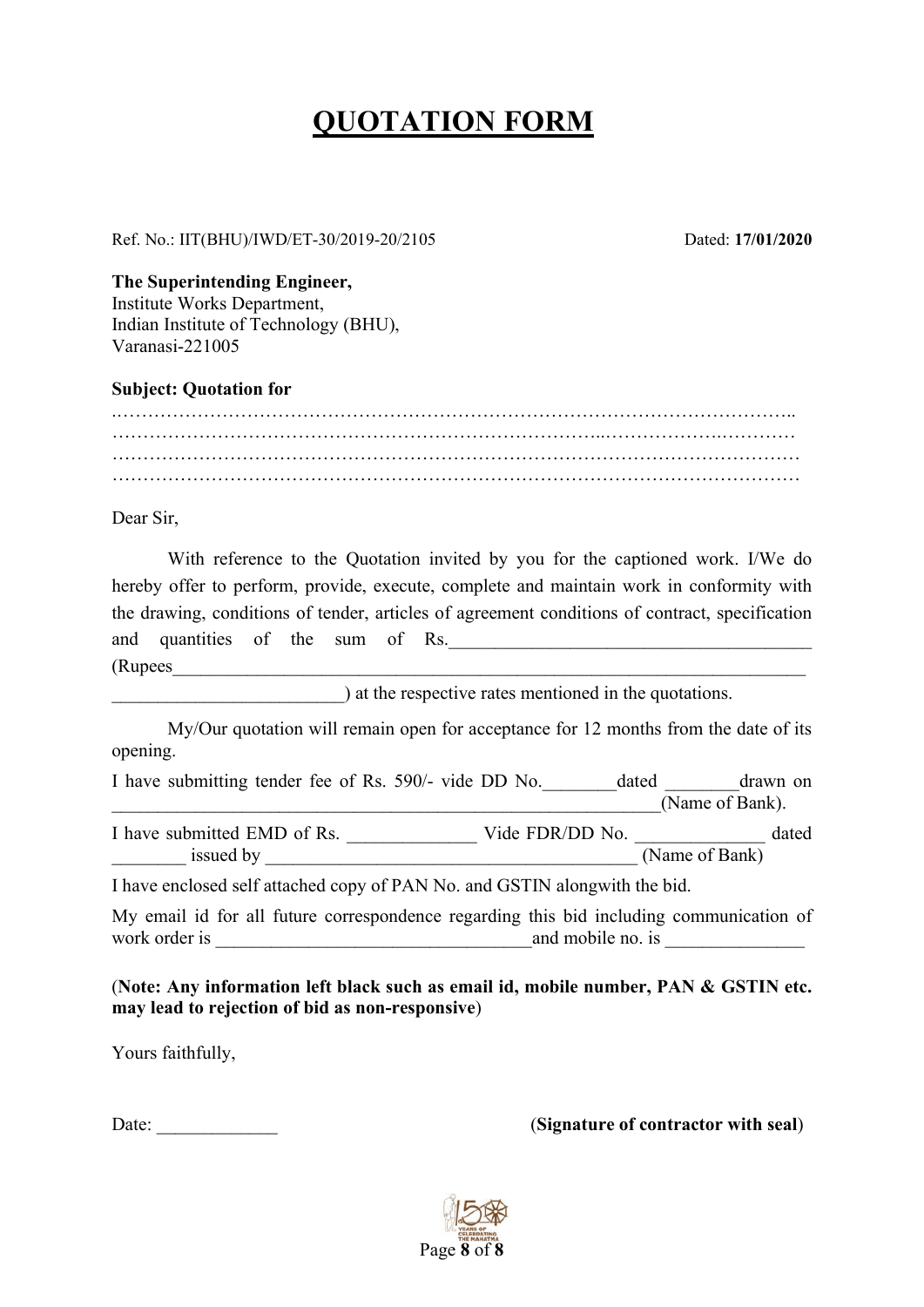# QUOTATION FORM

Ref. No.: IIT(BHU)/IWD/ET-30/2019-20/2105 Dated: **17/01/2020**

**The Superintending Engineer,**
Institute Works Department,
Indian Institute of Technology (BHU),
Varanasi-221005

**Subject: Quotation for**

…………………………………………………………………………………………………..
…………………………………………………………………...……………….…………
…………………………………………………………………………………………………
…………………………………………………………………………………………………

Dear Sir,

With reference to the Quotation invited by you for the captioned work. I/We do hereby offer to perform, provide, execute, complete and maintain work in conformity with the drawing, conditions of tender, articles of agreement conditions of contract, specification and quantities of the sum of Rs.________________________________________ (Rupees__________________________________________________________________________ _________________________) at the respective rates mentioned in the quotations.

My/Our quotation will remain open for acceptance for 12 months from the date of its opening.

I have submitting tender fee of Rs. 590/- vide DD No.________dated ________drawn on ____________________________________________________________(Name of Bank).

I have submitted EMD of Rs. ______________ Vide FDR/DD No. ______________ dated ________ issued by __________________________________________ (Name of Bank)

I have enclosed self attached copy of PAN No. and GSTIN alongwith the bid.

My email id for all future correspondence regarding this bid including communication of work order is __________________________________and mobile no. is _______________

(**Note: Any information left black such as email id, mobile number, PAN & GSTIN etc. may lead to rejection of bid as non-responsive**)

Yours faithfully,

Date: _____________ (**Signature of contractor with seal**)